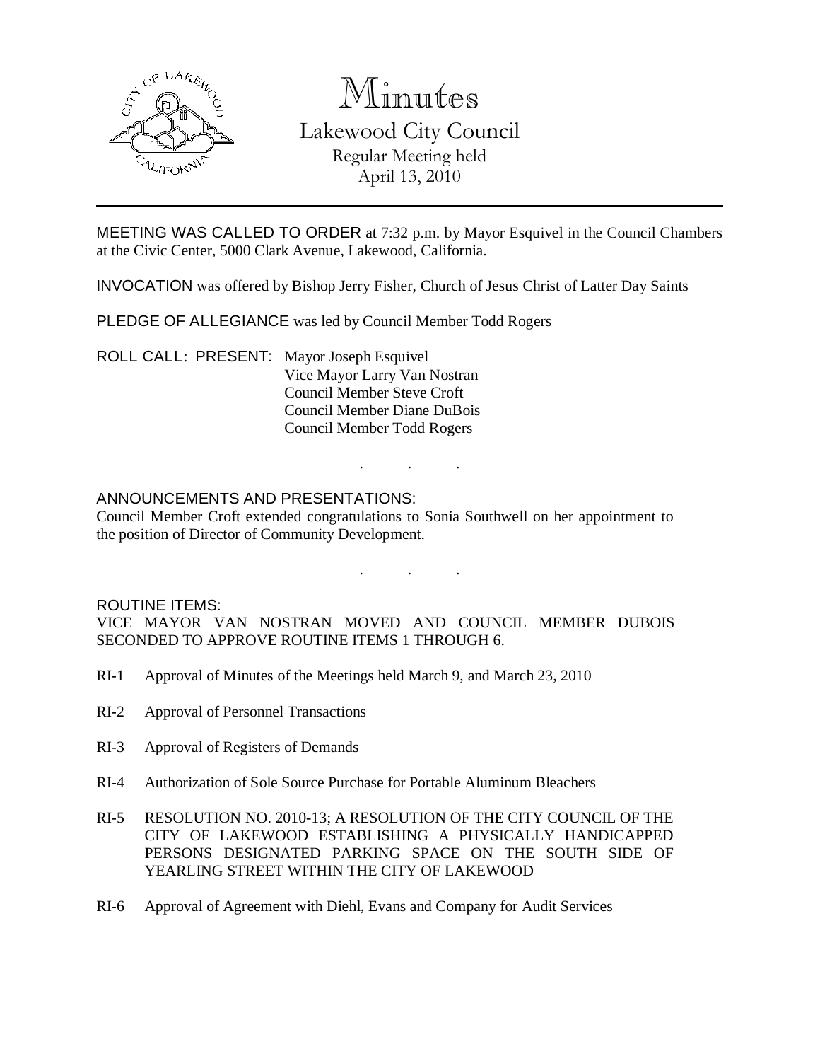# Minutes

## Lakewood City Council

Regular Meeting held
April 13, 2010

MEETING WAS CALLED TO ORDER at 7:32 p.m. by Mayor Esquivel in the Council Chambers at the Civic Center, 5000 Clark Avenue, Lakewood, California.

INVOCATION was offered by Bishop Jerry Fisher, Church of Jesus Christ of Latter Day Saints

PLEDGE OF ALLEGIANCE was led by Council Member Todd Rogers

ROLL CALL: PRESENT: Mayor Joseph Esquivel
Vice Mayor Larry Van Nostran
Council Member Steve Croft
Council Member Diane DuBois
Council Member Todd Rogers

. . .

ANNOUNCEMENTS AND PRESENTATIONS:
Council Member Croft extended congratulations to Sonia Southwell on her appointment to the position of Director of Community Development.

. . .

ROUTINE ITEMS:
VICE MAYOR VAN NOSTRAN MOVED AND COUNCIL MEMBER DUBOIS SECONDED TO APPROVE ROUTINE ITEMS 1 THROUGH 6.

RI-1 Approval of Minutes of the Meetings held March 9, and March 23, 2010

RI-2 Approval of Personnel Transactions

RI-3 Approval of Registers of Demands

RI-4 Authorization of Sole Source Purchase for Portable Aluminum Bleachers

RI-5 RESOLUTION NO. 2010-13; A RESOLUTION OF THE CITY COUNCIL OF THE CITY OF LAKEWOOD ESTABLISHING A PHYSICALLY HANDICAPPED PERSONS DESIGNATED PARKING SPACE ON THE SOUTH SIDE OF YEARLING STREET WITHIN THE CITY OF LAKEWOOD

RI-6 Approval of Agreement with Diehl, Evans and Company for Audit Services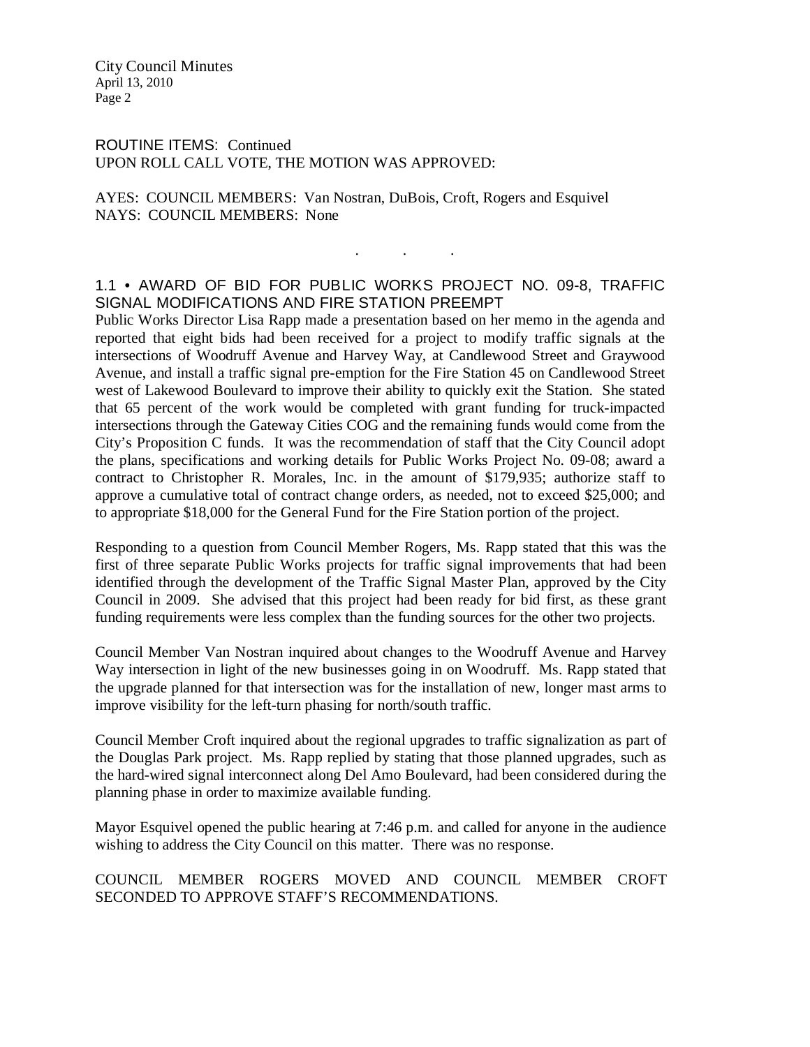ROUTINE ITEMS: Continued
UPON ROLL CALL VOTE, THE MOTION WAS APPROVED:

AYES: COUNCIL MEMBERS: Van Nostran, DuBois, Croft, Rogers and Esquivel
NAYS: COUNCIL MEMBERS: None

. . .

## 1.1 • AWARD OF BID FOR PUBLIC WORKS PROJECT NO. 09-8, TRAFFIC SIGNAL MODIFICATIONS AND FIRE STATION PREEMPT

Public Works Director Lisa Rapp made a presentation based on her memo in the agenda and reported that eight bids had been received for a project to modify traffic signals at the intersections of Woodruff Avenue and Harvey Way, at Candlewood Street and Graywood Avenue, and install a traffic signal pre-emption for the Fire Station 45 on Candlewood Street west of Lakewood Boulevard to improve their ability to quickly exit the Station. She stated that 65 percent of the work would be completed with grant funding for truck-impacted intersections through the Gateway Cities COG and the remaining funds would come from the City's Proposition C funds. It was the recommendation of staff that the City Council adopt the plans, specifications and working details for Public Works Project No. 09-08; award a contract to Christopher R. Morales, Inc. in the amount of $179,935; authorize staff to approve a cumulative total of contract change orders, as needed, not to exceed $25,000; and to appropriate $18,000 for the General Fund for the Fire Station portion of the project.

Responding to a question from Council Member Rogers, Ms. Rapp stated that this was the first of three separate Public Works projects for traffic signal improvements that had been identified through the development of the Traffic Signal Master Plan, approved by the City Council in 2009. She advised that this project had been ready for bid first, as these grant funding requirements were less complex than the funding sources for the other two projects.

Council Member Van Nostran inquired about changes to the Woodruff Avenue and Harvey Way intersection in light of the new businesses going in on Woodruff. Ms. Rapp stated that the upgrade planned for that intersection was for the installation of new, longer mast arms to improve visibility for the left-turn phasing for north/south traffic.

Council Member Croft inquired about the regional upgrades to traffic signalization as part of the Douglas Park project. Ms. Rapp replied by stating that those planned upgrades, such as the hard-wired signal interconnect along Del Amo Boulevard, had been considered during the planning phase in order to maximize available funding.

Mayor Esquivel opened the public hearing at 7:46 p.m. and called for anyone in the audience wishing to address the City Council on this matter. There was no response.

COUNCIL MEMBER ROGERS MOVED AND COUNCIL MEMBER CROFT SECONDED TO APPROVE STAFF'S RECOMMENDATIONS.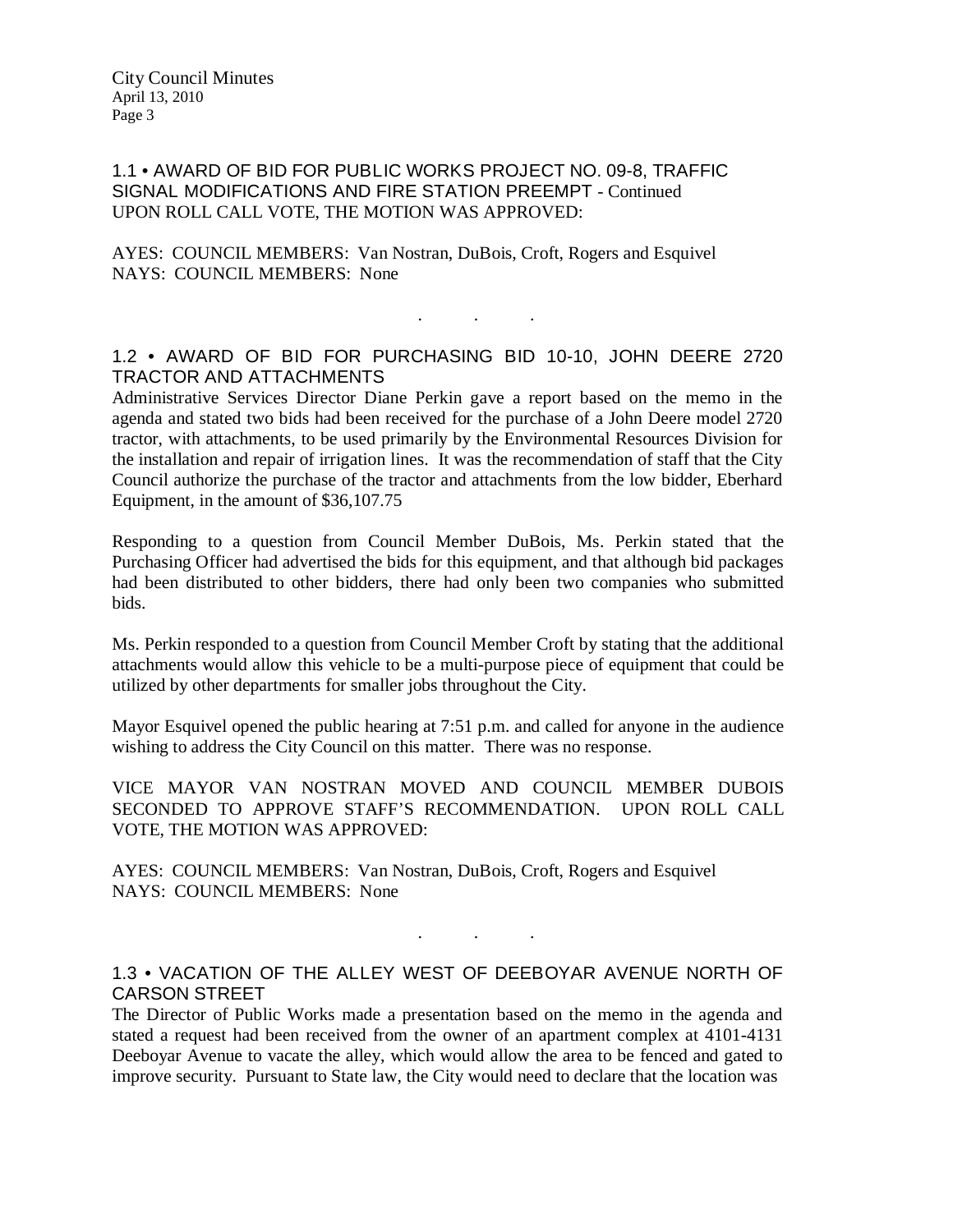## 1.1 • AWARD OF BID FOR PUBLIC WORKS PROJECT NO. 09-8, TRAFFIC SIGNAL MODIFICATIONS AND FIRE STATION PREEMPT - Continued

UPON ROLL CALL VOTE, THE MOTION WAS APPROVED:

AYES: COUNCIL MEMBERS: Van Nostran, DuBois, Croft, Rogers and Esquivel
NAYS: COUNCIL MEMBERS: None

. . .

## 1.2 • AWARD OF BID FOR PURCHASING BID 10-10, JOHN DEERE 2720 TRACTOR AND ATTACHMENTS

Administrative Services Director Diane Perkin gave a report based on the memo in the agenda and stated two bids had been received for the purchase of a John Deere model 2720 tractor, with attachments, to be used primarily by the Environmental Resources Division for the installation and repair of irrigation lines. It was the recommendation of staff that the City Council authorize the purchase of the tractor and attachments from the low bidder, Eberhard Equipment, in the amount of $36,107.75

Responding to a question from Council Member DuBois, Ms. Perkin stated that the Purchasing Officer had advertised the bids for this equipment, and that although bid packages had been distributed to other bidders, there had only been two companies who submitted bids.

Ms. Perkin responded to a question from Council Member Croft by stating that the additional attachments would allow this vehicle to be a multi-purpose piece of equipment that could be utilized by other departments for smaller jobs throughout the City.

Mayor Esquivel opened the public hearing at 7:51 p.m. and called for anyone in the audience wishing to address the City Council on this matter. There was no response.

VICE MAYOR VAN NOSTRAN MOVED AND COUNCIL MEMBER DUBOIS SECONDED TO APPROVE STAFF'S RECOMMENDATION. UPON ROLL CALL VOTE, THE MOTION WAS APPROVED:

AYES: COUNCIL MEMBERS: Van Nostran, DuBois, Croft, Rogers and Esquivel
NAYS: COUNCIL MEMBERS: None

. . .

## 1.3 • VACATION OF THE ALLEY WEST OF DEEBOYAR AVENUE NORTH OF CARSON STREET

The Director of Public Works made a presentation based on the memo in the agenda and stated a request had been received from the owner of an apartment complex at 4101-4131 Deeboyar Avenue to vacate the alley, which would allow the area to be fenced and gated to improve security. Pursuant to State law, the City would need to declare that the location was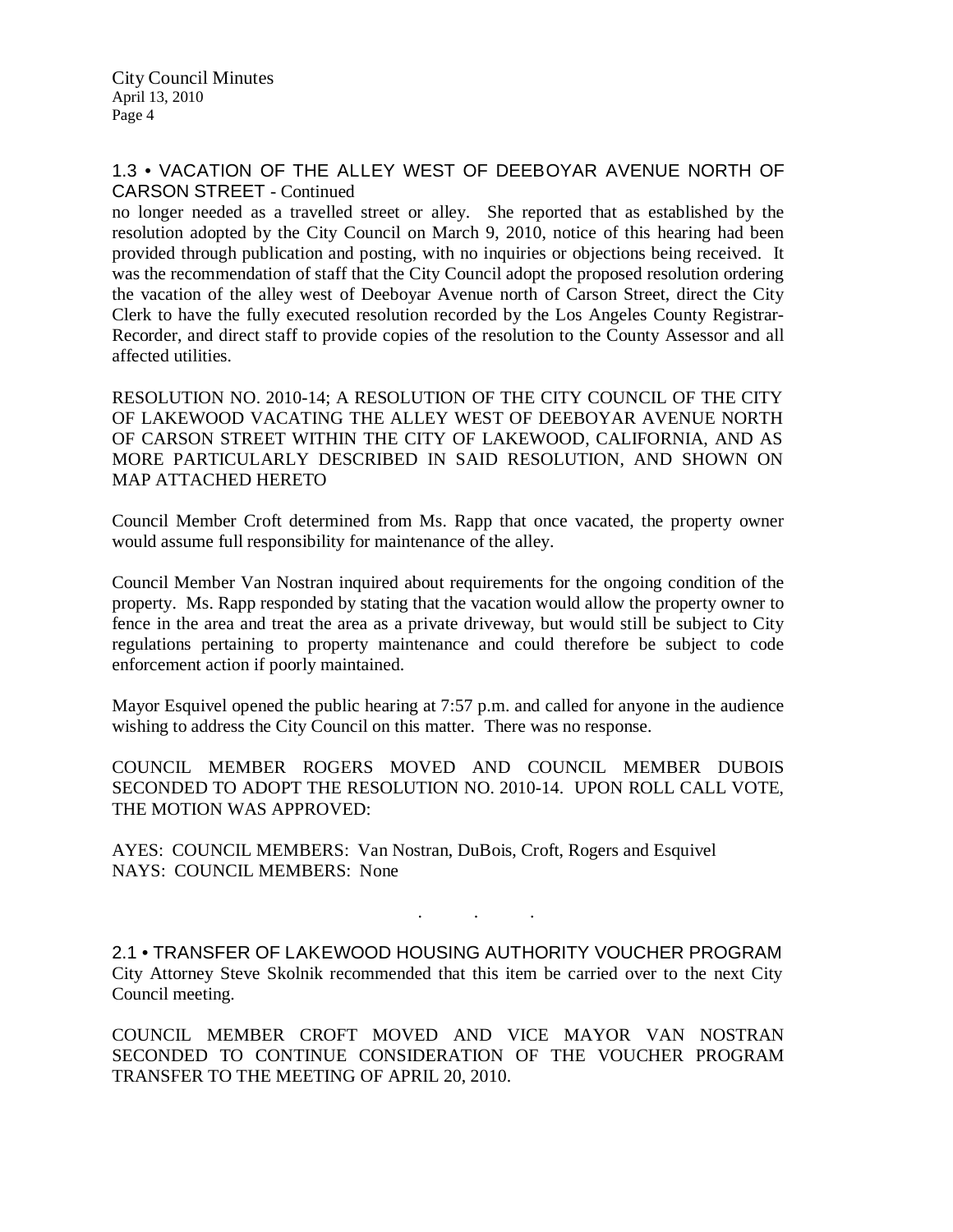## 1.3 • VACATION OF THE ALLEY WEST OF DEEBOYAR AVENUE NORTH OF CARSON STREET - Continued

no longer needed as a travelled street or alley. She reported that as established by the resolution adopted by the City Council on March 9, 2010, notice of this hearing had been provided through publication and posting, with no inquiries or objections being received. It was the recommendation of staff that the City Council adopt the proposed resolution ordering the vacation of the alley west of Deeboyar Avenue north of Carson Street, direct the City Clerk to have the fully executed resolution recorded by the Los Angeles County Registrar-Recorder, and direct staff to provide copies of the resolution to the County Assessor and all affected utilities.

RESOLUTION NO. 2010-14; A RESOLUTION OF THE CITY COUNCIL OF THE CITY OF LAKEWOOD VACATING THE ALLEY WEST OF DEEBOYAR AVENUE NORTH OF CARSON STREET WITHIN THE CITY OF LAKEWOOD, CALIFORNIA, AND AS MORE PARTICULARLY DESCRIBED IN SAID RESOLUTION, AND SHOWN ON MAP ATTACHED HERETO

Council Member Croft determined from Ms. Rapp that once vacated, the property owner would assume full responsibility for maintenance of the alley.

Council Member Van Nostran inquired about requirements for the ongoing condition of the property. Ms. Rapp responded by stating that the vacation would allow the property owner to fence in the area and treat the area as a private driveway, but would still be subject to City regulations pertaining to property maintenance and could therefore be subject to code enforcement action if poorly maintained.

Mayor Esquivel opened the public hearing at 7:57 p.m. and called for anyone in the audience wishing to address the City Council on this matter. There was no response.

COUNCIL MEMBER ROGERS MOVED AND COUNCIL MEMBER DUBOIS SECONDED TO ADOPT THE RESOLUTION NO. 2010-14. UPON ROLL CALL VOTE, THE MOTION WAS APPROVED:

AYES: COUNCIL MEMBERS: Van Nostran, DuBois, Croft, Rogers and Esquivel
NAYS: COUNCIL MEMBERS: None

. . .

## 2.1 • TRANSFER OF LAKEWOOD HOUSING AUTHORITY VOUCHER PROGRAM

City Attorney Steve Skolnik recommended that this item be carried over to the next City Council meeting.

COUNCIL MEMBER CROFT MOVED AND VICE MAYOR VAN NOSTRAN SECONDED TO CONTINUE CONSIDERATION OF THE VOUCHER PROGRAM TRANSFER TO THE MEETING OF APRIL 20, 2010.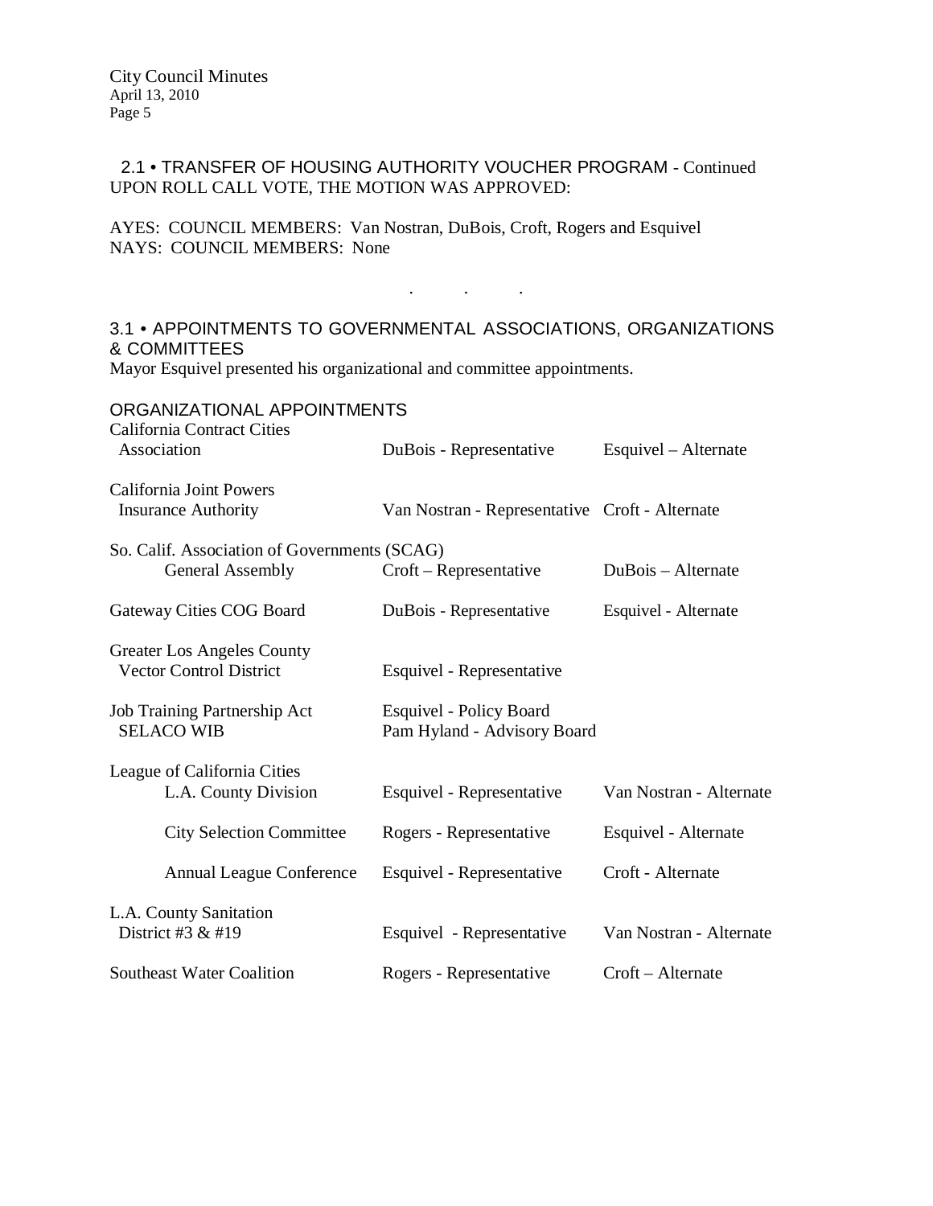## 2.1 • TRANSFER OF HOUSING AUTHORITY VOUCHER PROGRAM - Continued

UPON ROLL CALL VOTE, THE MOTION WAS APPROVED:

AYES: COUNCIL MEMBERS: Van Nostran, DuBois, Croft, Rogers and Esquivel
NAYS: COUNCIL MEMBERS: None

. . .

## 3.1 • APPOINTMENTS TO GOVERNMENTAL ASSOCIATIONS, ORGANIZATIONS & COMMITTEES

Mayor Esquivel presented his organizational and committee appointments.

### ORGANIZATIONAL APPOINTMENTS

| Organization | Representative | Alternate |
|---|---|---|
| California Contract Cities Association | DuBois - Representative | Esquivel – Alternate |
| California Joint Powers Insurance Authority | Van Nostran - Representative | Croft - Alternate |
| So. Calif. Association of Governments (SCAG) General Assembly | Croft – Representative | DuBois – Alternate |
| Gateway Cities COG Board | DuBois - Representative | Esquivel - Alternate |
| Greater Los Angeles County Vector Control District | Esquivel - Representative | |
| Job Training Partnership Act SELACO WIB | Esquivel - Policy Board<br>Pam Hyland - Advisory Board | |
| League of California Cities L.A. County Division | Esquivel - Representative | Van Nostran - Alternate |
| City Selection Committee | Rogers - Representative | Esquivel - Alternate |
| Annual League Conference | Esquivel - Representative | Croft - Alternate |
| L.A. County Sanitation District #3 & #19 | Esquivel - Representative | Van Nostran - Alternate |
| Southeast Water Coalition | Rogers - Representative | Croft – Alternate |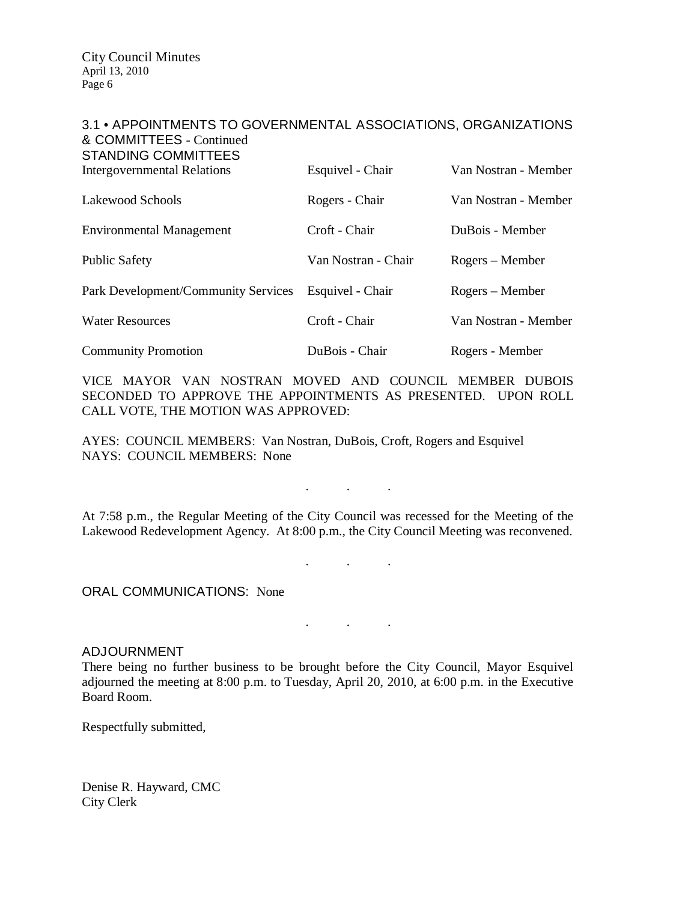## 3.1 • APPOINTMENTS TO GOVERNMENTAL ASSOCIATIONS, ORGANIZATIONS & COMMITTEES - Continued

STANDING COMMITTEES

| | | |
|---|---|---|
| Intergovernmental Relations | Esquivel - Chair | Van Nostran - Member |
| Lakewood Schools | Rogers - Chair | Van Nostran - Member |
| Environmental Management | Croft - Chair | DuBois - Member |
| Public Safety | Van Nostran - Chair | Rogers – Member |
| Park Development/Community Services | Esquivel - Chair | Rogers – Member |
| Water Resources | Croft - Chair | Van Nostran - Member |
| Community Promotion | DuBois - Chair | Rogers - Member |

VICE MAYOR VAN NOSTRAN MOVED AND COUNCIL MEMBER DUBOIS SECONDED TO APPROVE THE APPOINTMENTS AS PRESENTED. UPON ROLL CALL VOTE, THE MOTION WAS APPROVED:

AYES: COUNCIL MEMBERS: Van Nostran, DuBois, Croft, Rogers and Esquivel
NAYS: COUNCIL MEMBERS: None

. . .

At 7:58 p.m., the Regular Meeting of the City Council was recessed for the Meeting of the Lakewood Redevelopment Agency. At 8:00 p.m., the City Council Meeting was reconvened.

. . .

ORAL COMMUNICATIONS: None

. . .

## ADJOURNMENT

There being no further business to be brought before the City Council, Mayor Esquivel adjourned the meeting at 8:00 p.m. to Tuesday, April 20, 2010, at 6:00 p.m. in the Executive Board Room.

Respectfully submitted,

Denise R. Hayward, CMC
City Clerk